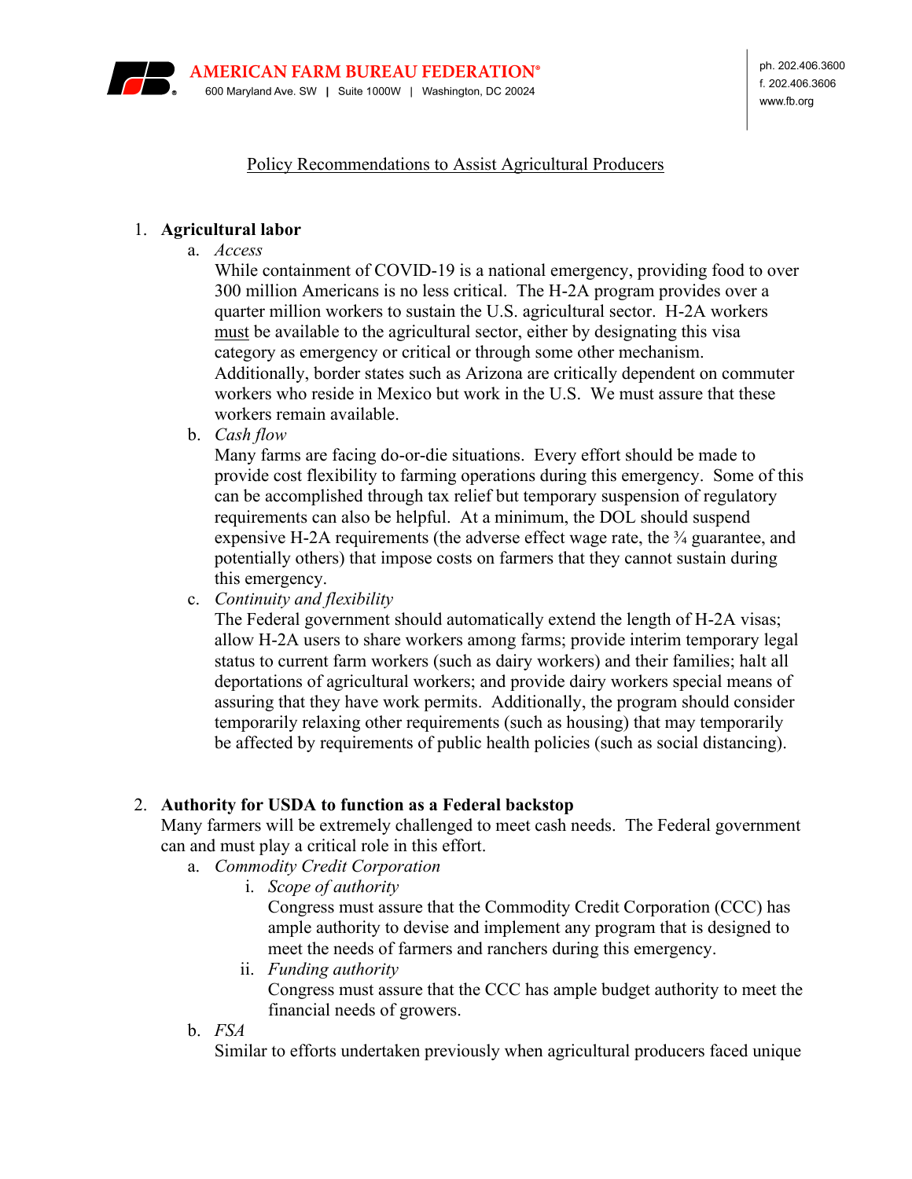**AMERICAN FARM BUREAU FEDERATION®**
600 Maryland Ave. SW | Suite 1000W | Washington, DC 20024

ph. 202.406.3600
f. 202.406.3606
www.fb.org

<u>Policy Recommendations to Assist Agricultural Producers</u>

1. **Agricultural labor**
   a. *Access*
   While containment of COVID-19 is a national emergency, providing food to over 300 million Americans is no less critical. The H-2A program provides over a quarter million workers to sustain the U.S. agricultural sector. H-2A workers <u>must</u> be available to the agricultural sector, either by designating this visa category as emergency or critical or through some other mechanism. Additionally, border states such as Arizona are critically dependent on commuter workers who reside in Mexico but work in the U.S. We must assure that these workers remain available.
   b. *Cash flow*
   Many farms are facing do-or-die situations. Every effort should be made to provide cost flexibility to farming operations during this emergency. Some of this can be accomplished through tax relief but temporary suspension of regulatory requirements can also be helpful. At a minimum, the DOL should suspend expensive H-2A requirements (the adverse effect wage rate, the ¾ guarantee, and potentially others) that impose costs on farmers that they cannot sustain during this emergency.
   c. *Continuity and flexibility*
   The Federal government should automatically extend the length of H-2A visas; allow H-2A users to share workers among farms; provide interim temporary legal status to current farm workers (such as dairy workers) and their families; halt all deportations of agricultural workers; and provide dairy workers special means of assuring that they have work permits. Additionally, the program should consider temporarily relaxing other requirements (such as housing) that may temporarily be affected by requirements of public health policies (such as social distancing).

2. **Authority for USDA to function as a Federal backstop**
   Many farmers will be extremely challenged to meet cash needs. The Federal government can and must play a critical role in this effort.
   a. *Commodity Credit Corporation*
      i. *Scope of authority*
      Congress must assure that the Commodity Credit Corporation (CCC) has ample authority to devise and implement any program that is designed to meet the needs of farmers and ranchers during this emergency.
      ii. *Funding authority*
      Congress must assure that the CCC has ample budget authority to meet the financial needs of growers.
   b. *FSA*
   Similar to efforts undertaken previously when agricultural producers faced unique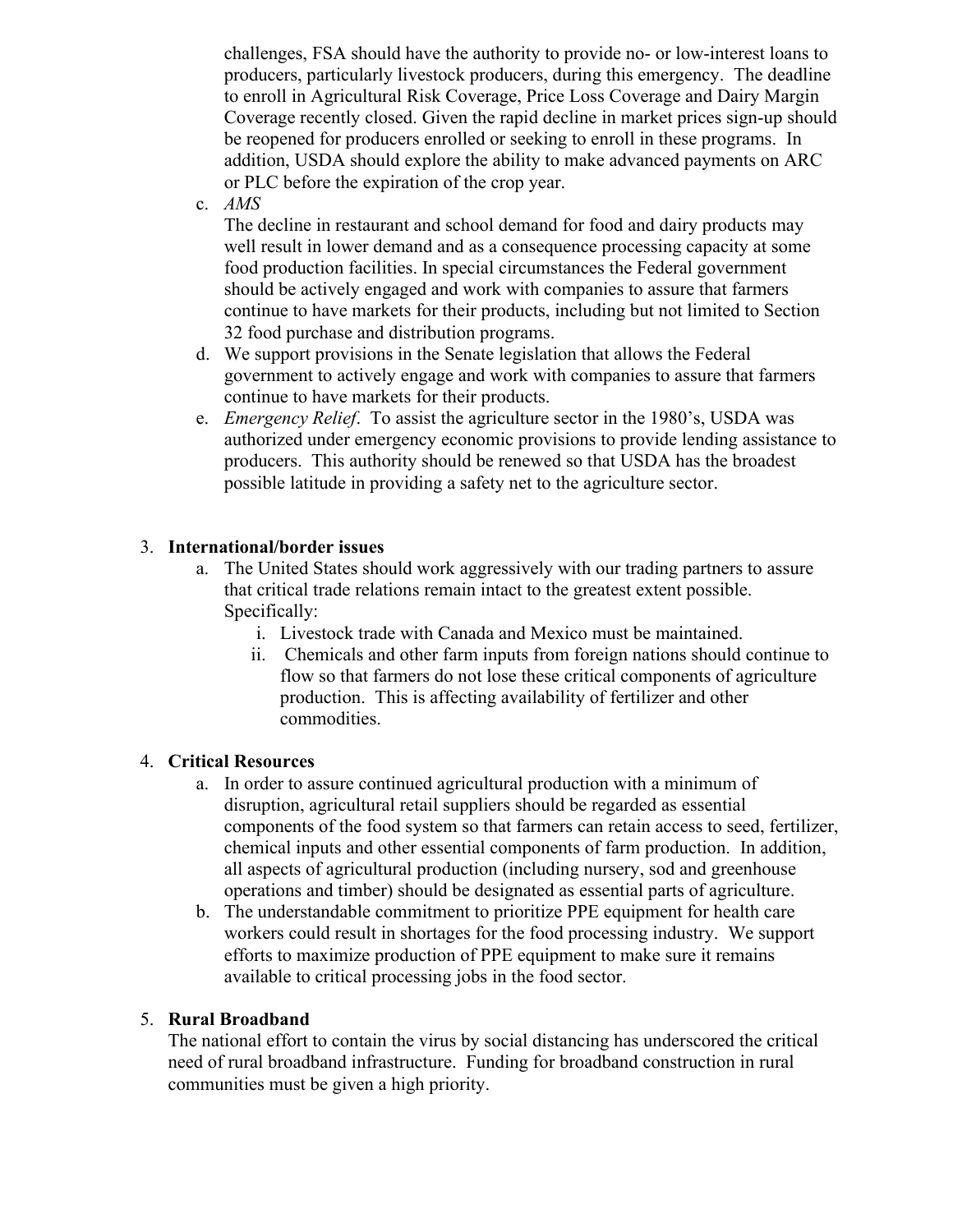challenges, FSA should have the authority to provide no- or low-interest loans to producers, particularly livestock producers, during this emergency. The deadline to enroll in Agricultural Risk Coverage, Price Loss Coverage and Dairy Margin Coverage recently closed. Given the rapid decline in market prices sign-up should be reopened for producers enrolled or seeking to enroll in these programs. In addition, USDA should explore the ability to make advanced payments on ARC or PLC before the expiration of the crop year.

c. *AMS*
   The decline in restaurant and school demand for food and dairy products may well result in lower demand and as a consequence processing capacity at some food production facilities. In special circumstances the Federal government should be actively engaged and work with companies to assure that farmers continue to have markets for their products, including but not limited to Section 32 food purchase and distribution programs.
d. We support provisions in the Senate legislation that allows the Federal government to actively engage and work with companies to assure that farmers continue to have markets for their products.
e. *Emergency Relief*. To assist the agriculture sector in the 1980's, USDA was authorized under emergency economic provisions to provide lending assistance to producers. This authority should be renewed so that USDA has the broadest possible latitude in providing a safety net to the agriculture sector.

3. **International/border issues**
   a. The United States should work aggressively with our trading partners to assure that critical trade relations remain intact to the greatest extent possible. Specifically:
      i. Livestock trade with Canada and Mexico must be maintained.
      ii. Chemicals and other farm inputs from foreign nations should continue to flow so that farmers do not lose these critical components of agriculture production. This is affecting availability of fertilizer and other commodities.

4. **Critical Resources**
   a. In order to assure continued agricultural production with a minimum of disruption, agricultural retail suppliers should be regarded as essential components of the food system so that farmers can retain access to seed, fertilizer, chemical inputs and other essential components of farm production. In addition, all aspects of agricultural production (including nursery, sod and greenhouse operations and timber) should be designated as essential parts of agriculture.
   b. The understandable commitment to prioritize PPE equipment for health care workers could result in shortages for the food processing industry. We support efforts to maximize production of PPE equipment to make sure it remains available to critical processing jobs in the food sector.

5. **Rural Broadband**
   The national effort to contain the virus by social distancing has underscored the critical need of rural broadband infrastructure. Funding for broadband construction in rural communities must be given a high priority.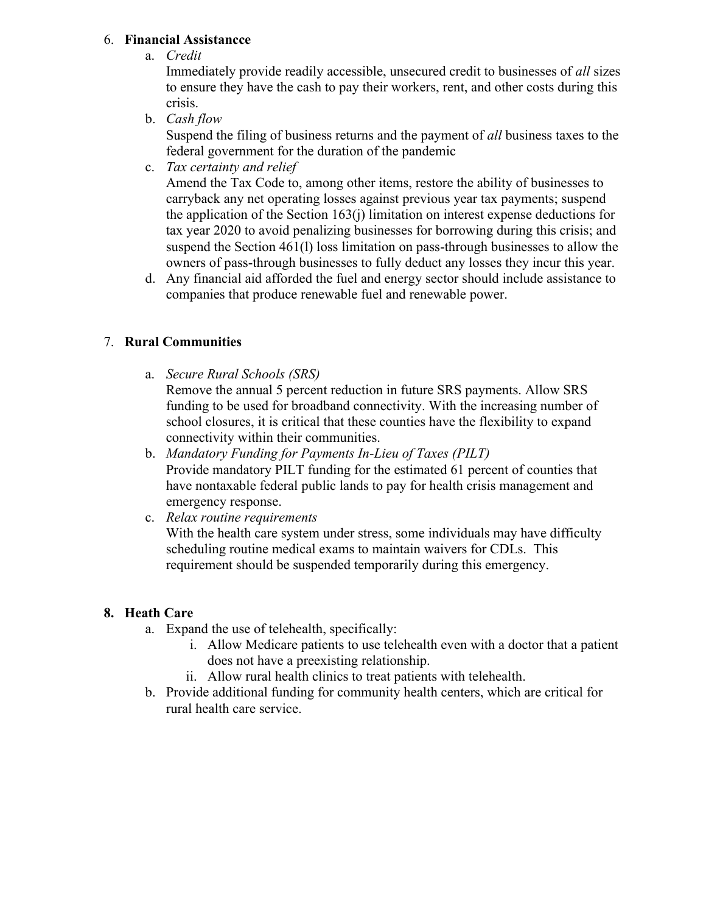6. **Financial Assistancce**
    a. *Credit*
       Immediately provide readily accessible, unsecured credit to businesses of *all* sizes to ensure they have the cash to pay their workers, rent, and other costs during this crisis.
    b. *Cash flow*
       Suspend the filing of business returns and the payment of *all* business taxes to the federal government for the duration of the pandemic
    c. *Tax certainty and relief*
       Amend the Tax Code to, among other items, restore the ability of businesses to carryback any net operating losses against previous year tax payments; suspend the application of the Section 163(j) limitation on interest expense deductions for tax year 2020 to avoid penalizing businesses for borrowing during this crisis; and suspend the Section 461(l) loss limitation on pass-through businesses to allow the owners of pass-through businesses to fully deduct any losses they incur this year.
    d. Any financial aid afforded the fuel and energy sector should include assistance to companies that produce renewable fuel and renewable power.

7. **Rural Communities**
    a. *Secure Rural Schools (SRS)*
       Remove the annual 5 percent reduction in future SRS payments. Allow SRS funding to be used for broadband connectivity. With the increasing number of school closures, it is critical that these counties have the flexibility to expand connectivity within their communities.
    b. *Mandatory Funding for Payments In-Lieu of Taxes (PILT)*
       Provide mandatory PILT funding for the estimated 61 percent of counties that have nontaxable federal public lands to pay for health crisis management and emergency response.
    c. *Relax routine requirements*
       With the health care system under stress, some individuals may have difficulty scheduling routine medical exams to maintain waivers for CDLs. This requirement should be suspended temporarily during this emergency.

8. **Heath Care**
    a. Expand the use of telehealth, specifically:
        i. Allow Medicare patients to use telehealth even with a doctor that a patient does not have a preexisting relationship.
        ii. Allow rural health clinics to treat patients with telehealth.
    b. Provide additional funding for community health centers, which are critical for rural health care service.